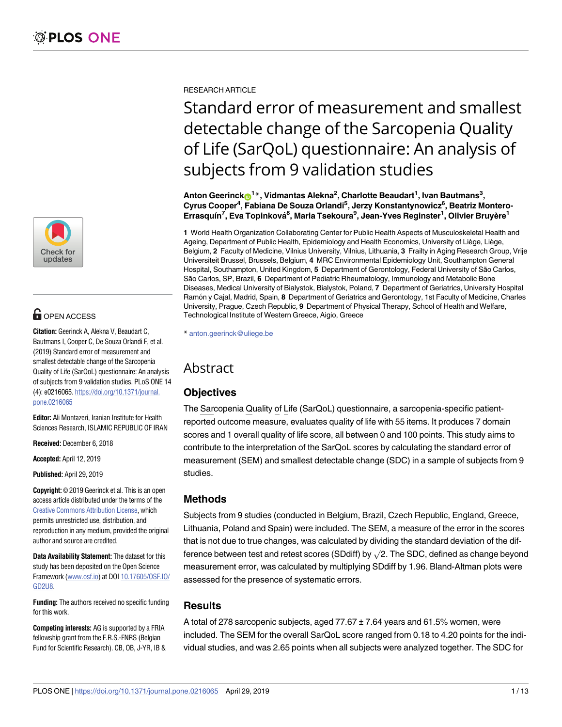RESEARCH ARTICLE

# Standard error of measurement and smallest detectable change of the Sarcopenia Quality of Life (SarQoL) questionnaire: An analysis of subjects from 9 validation studies

**Anton Geerinck[1]*, Vidmantas Alekna[2], Charlotte Beaudart[1], Ivan Bautmans[3], Cyrus Cooper[4], Fabiana De Souza Orlandi[5], Jerzy Konstantynowicz[6], Beatriz Montero-Errasquín[7], Eva Topinková[8], Maria Tsekoura[9], Jean-Yves Reginster[1], Olivier Bruyère[1]**

**1** World Health Organization Collaborating Center for Public Health Aspects of Musculoskeletal Health and Ageing, Department of Public Health, Epidemiology and Health Economics, University of Liège, Liège, Belgium, **2** Faculty of Medicine, Vilnius University, Vilnius, Lithuania, **3** Frailty in Aging Research Group, Vrije Universiteit Brussel, Brussels, Belgium, **4** MRC Environmental Epidemiology Unit, Southampton General Hospital, Southampton, United Kingdom, **5** Department of Gerontology, Federal University of São Carlos, São Carlos, SP, Brazil, **6** Department of Pediatric Rheumatology, Immunology and Metabolic Bone Diseases, Medical University of Bialystok, Bialystok, Poland, **7** Department of Geriatrics, University Hospital Ramón y Cajal, Madrid, Spain, **8** Department of Geriatrics and Gerontology, 1st Faculty of Medicine, Charles University, Prague, Czech Republic, **9** Department of Physical Therapy, School of Health and Welfare, Technological Institute of Western Greece, Aigio, Greece

* anton.geerinck@uliege.be

OPEN ACCESS

**Citation:** Geerinck A, Alekna V, Beaudart C, Bautmans I, Cooper C, De Souza Orlandi F, et al. (2019) Standard error of measurement and smallest detectable change of the Sarcopenia Quality of Life (SarQoL) questionnaire: An analysis of subjects from 9 validation studies. PLoS ONE 14 (4): e0216065. https://doi.org/10.1371/journal.pone.0216065

**Editor:** Ali Montazeri, Iranian Institute for Health Sciences Research, ISLAMIC REPUBLIC OF IRAN

**Received:** December 6, 2018

**Accepted:** April 12, 2019

**Published:** April 29, 2019

**Copyright:** © 2019 Geerinck et al. This is an open access article distributed under the terms of the Creative Commons Attribution License, which permits unrestricted use, distribution, and reproduction in any medium, provided the original author and source are credited.

**Data Availability Statement:** The dataset for this study has been deposited on the Open Science Framework (www.osf.io) at DOI 10.17605/OSF.IO/GD2U8.

**Funding:** The authors received no specific funding for this work.

**Competing interests:** AG is supported by a FRIA fellowship grant from the F.R.S.-FNRS (Belgian Fund for Scientific Research). CB, OB, J-YR, IB &

## Abstract

### Objectives

The Sarcopenia Quality of Life (SarQoL) questionnaire, a sarcopenia-specific patient-reported outcome measure, evaluates quality of life with 55 items. It produces 7 domain scores and 1 overall quality of life score, all between 0 and 100 points. This study aims to contribute to the interpretation of the SarQoL scores by calculating the standard error of measurement (SEM) and smallest detectable change (SDC) in a sample of subjects from 9 studies.

### Methods

Subjects from 9 studies (conducted in Belgium, Brazil, Czech Republic, England, Greece, Lithuania, Poland and Spain) were included. The SEM, a measure of the error in the scores that is not due to true changes, was calculated by dividing the standard deviation of the difference between test and retest scores (SDdiff) by $\sqrt{2}$. The SDC, defined as change beyond measurement error, was calculated by multiplying SDdiff by 1.96. Bland-Altman plots were assessed for the presence of systematic errors.

### Results

A total of 278 sarcopenic subjects, aged 77.67 ± 7.64 years and 61.5% women, were included. The SEM for the overall SarQoL score ranged from 0.18 to 4.20 points for the individual studies, and was 2.65 points when all subjects were analyzed together. The SDC for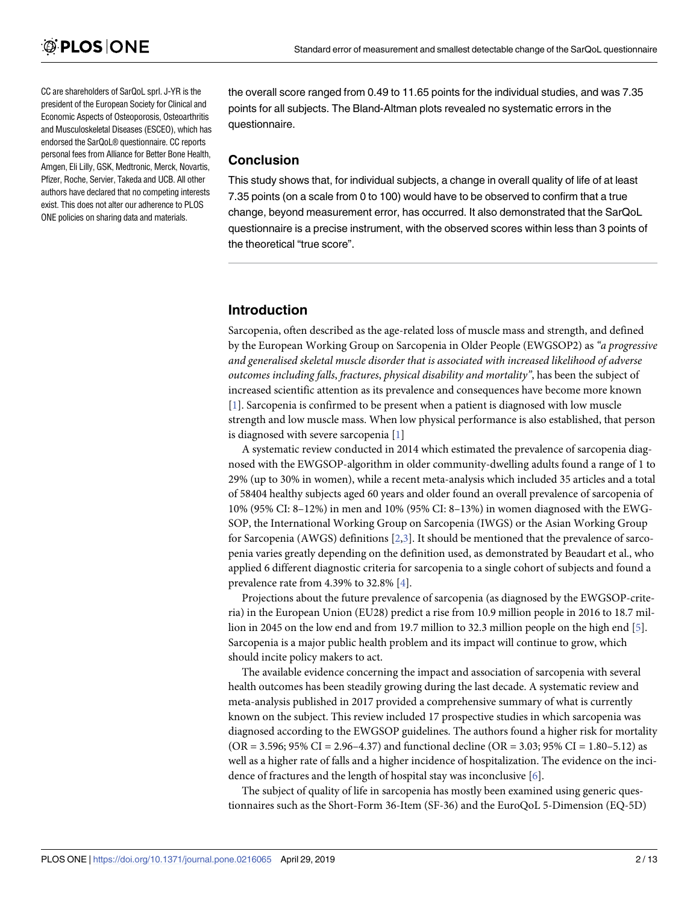CC are shareholders of SarQoL sprl. J-YR is the president of the European Society for Clinical and Economic Aspects of Osteoporosis, Osteoarthritis and Musculoskeletal Diseases (ESCEO), which has endorsed the SarQoL® questionnaire. CC reports personal fees from Alliance for Better Bone Health, Amgen, Eli Lilly, GSK, Medtronic, Merck, Novartis, Pfizer, Roche, Servier, Takeda and UCB. All other authors have declared that no competing interests exist. This does not alter our adherence to PLOS ONE policies on sharing data and materials.

the overall score ranged from 0.49 to 11.65 points for the individual studies, and was 7.35 points for all subjects. The Bland-Altman plots revealed no systematic errors in the questionnaire.

## Conclusion

This study shows that, for individual subjects, a change in overall quality of life of at least 7.35 points (on a scale from 0 to 100) would have to be observed to confirm that a true change, beyond measurement error, has occurred. It also demonstrated that the SarQoL questionnaire is a precise instrument, with the observed scores within less than 3 points of the theoretical "true score".

## Introduction

Sarcopenia, often described as the age-related loss of muscle mass and strength, and defined by the European Working Group on Sarcopenia in Older People (EWGSOP2) as *"a progressive and generalised skeletal muscle disorder that is associated with increased likelihood of adverse outcomes including falls, fractures, physical disability and mortality"*, has been the subject of increased scientific attention as its prevalence and consequences have become more known [1]. Sarcopenia is confirmed to be present when a patient is diagnosed with low muscle strength and low muscle mass. When low physical performance is also established, that person is diagnosed with severe sarcopenia [1]

A systematic review conducted in 2014 which estimated the prevalence of sarcopenia diagnosed with the EWGSOP-algorithm in older community-dwelling adults found a range of 1 to 29% (up to 30% in women), while a recent meta-analysis which included 35 articles and a total of 58404 healthy subjects aged 60 years and older found an overall prevalence of sarcopenia of 10% (95% CI: 8–12%) in men and 10% (95% CI: 8–13%) in women diagnosed with the EWGSOP, the International Working Group on Sarcopenia (IWGS) or the Asian Working Group for Sarcopenia (AWGS) definitions [2,3]. It should be mentioned that the prevalence of sarcopenia varies greatly depending on the definition used, as demonstrated by Beaudart et al., who applied 6 different diagnostic criteria for sarcopenia to a single cohort of subjects and found a prevalence rate from 4.39% to 32.8% [4].

Projections about the future prevalence of sarcopenia (as diagnosed by the EWGSOP-criteria) in the European Union (EU28) predict a rise from 10.9 million people in 2016 to 18.7 million in 2045 on the low end and from 19.7 million to 32.3 million people on the high end [5]. Sarcopenia is a major public health problem and its impact will continue to grow, which should incite policy makers to act.

The available evidence concerning the impact and association of sarcopenia with several health outcomes has been steadily growing during the last decade. A systematic review and meta-analysis published in 2017 provided a comprehensive summary of what is currently known on the subject. This review included 17 prospective studies in which sarcopenia was diagnosed according to the EWGSOP guidelines. The authors found a higher risk for mortality (OR = 3.596; 95% CI = 2.96–4.37) and functional decline (OR = 3.03; 95% CI = 1.80–5.12) as well as a higher rate of falls and a higher incidence of hospitalization. The evidence on the incidence of fractures and the length of hospital stay was inconclusive [6].

The subject of quality of life in sarcopenia has mostly been examined using generic questionnaires such as the Short-Form 36-Item (SF-36) and the EuroQoL 5-Dimension (EQ-5D)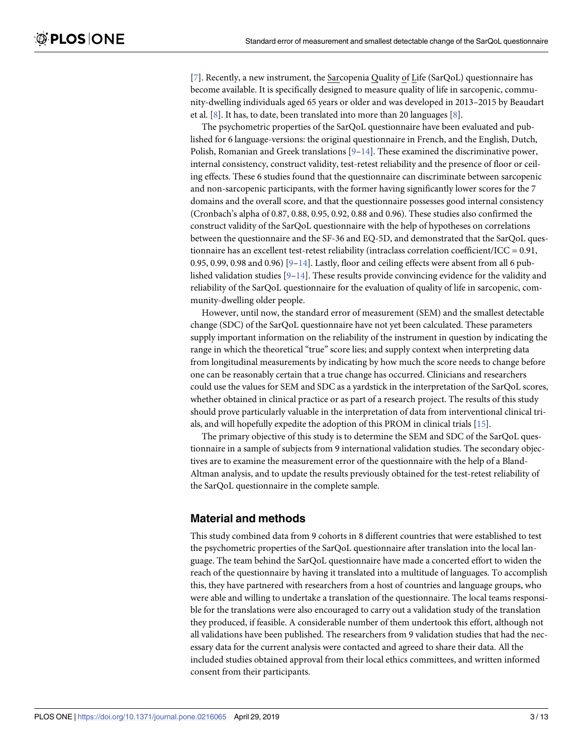[7]. Recently, a new instrument, the Sarcopenia Quality of Life (SarQoL) questionnaire has become available. It is specifically designed to measure quality of life in sarcopenic, community-dwelling individuals aged 65 years or older and was developed in 2013–2015 by Beaudart et al. [8]. It has, to date, been translated into more than 20 languages [8].

The psychometric properties of the SarQoL questionnaire have been evaluated and published for 6 language-versions: the original questionnaire in French, and the English, Dutch, Polish, Romanian and Greek translations [9–14]. These examined the discriminative power, internal consistency, construct validity, test-retest reliability and the presence of floor or ceiling effects. These 6 studies found that the questionnaire can discriminate between sarcopenic and non-sarcopenic participants, with the former having significantly lower scores for the 7 domains and the overall score, and that the questionnaire possesses good internal consistency (Cronbach's alpha of 0.87, 0.88, 0.95, 0.92, 0.88 and 0.96). These studies also confirmed the construct validity of the SarQoL questionnaire with the help of hypotheses on correlations between the questionnaire and the SF-36 and EQ-5D, and demonstrated that the SarQoL questionnaire has an excellent test-retest reliability (intraclass correlation coefficient/ICC = 0.91, 0.95, 0.99, 0.98 and 0.96) [9–14]. Lastly, floor and ceiling effects were absent from all 6 published validation studies [9–14]. These results provide convincing evidence for the validity and reliability of the SarQoL questionnaire for the evaluation of quality of life in sarcopenic, community-dwelling older people.

However, until now, the standard error of measurement (SEM) and the smallest detectable change (SDC) of the SarQoL questionnaire have not yet been calculated. These parameters supply important information on the reliability of the instrument in question by indicating the range in which the theoretical "true" score lies; and supply context when interpreting data from longitudinal measurements by indicating by how much the score needs to change before one can be reasonably certain that a true change has occurred. Clinicians and researchers could use the values for SEM and SDC as a yardstick in the interpretation of the SarQoL scores, whether obtained in clinical practice or as part of a research project. The results of this study should prove particularly valuable in the interpretation of data from interventional clinical trials, and will hopefully expedite the adoption of this PROM in clinical trials [15].

The primary objective of this study is to determine the SEM and SDC of the SarQoL questionnaire in a sample of subjects from 9 international validation studies. The secondary objectives are to examine the measurement error of the questionnaire with the help of a Bland-Altman analysis, and to update the results previously obtained for the test-retest reliability of the SarQoL questionnaire in the complete sample.

## Material and methods

This study combined data from 9 cohorts in 8 different countries that were established to test the psychometric properties of the SarQoL questionnaire after translation into the local language. The team behind the SarQoL questionnaire have made a concerted effort to widen the reach of the questionnaire by having it translated into a multitude of languages. To accomplish this, they have partnered with researchers from a host of countries and language groups, who were able and willing to undertake a translation of the questionnaire. The local teams responsible for the translations were also encouraged to carry out a validation study of the translation they produced, if feasible. A considerable number of them undertook this effort, although not all validations have been published. The researchers from 9 validation studies that had the necessary data for the current analysis were contacted and agreed to share their data. All the included studies obtained approval from their local ethics committees, and written informed consent from their participants.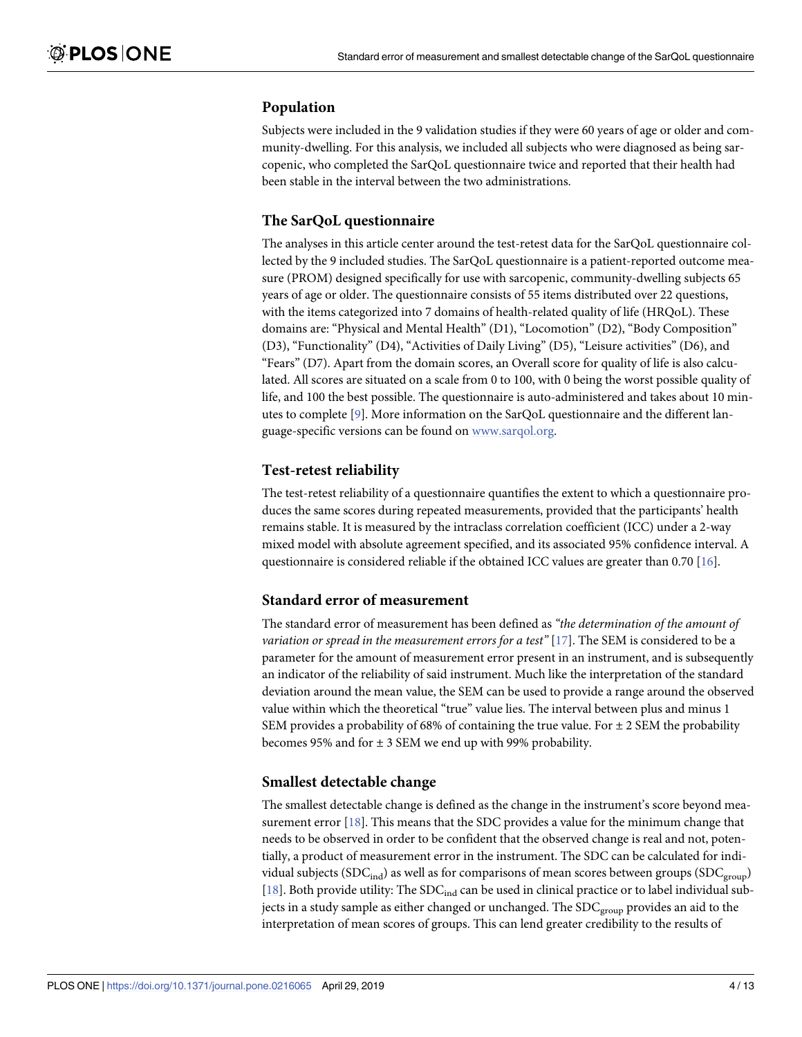## Population

Subjects were included in the 9 validation studies if they were 60 years of age or older and community-dwelling. For this analysis, we included all subjects who were diagnosed as being sarcopenic, who completed the SarQoL questionnaire twice and reported that their health had been stable in the interval between the two administrations.

## The SarQoL questionnaire

The analyses in this article center around the test-retest data for the SarQoL questionnaire collected by the 9 included studies. The SarQoL questionnaire is a patient-reported outcome measure (PROM) designed specifically for use with sarcopenic, community-dwelling subjects 65 years of age or older. The questionnaire consists of 55 items distributed over 22 questions, with the items categorized into 7 domains of health-related quality of life (HRQoL). These domains are: "Physical and Mental Health" (D1), "Locomotion" (D2), "Body Composition" (D3), "Functionality" (D4), "Activities of Daily Living" (D5), "Leisure activities" (D6), and "Fears" (D7). Apart from the domain scores, an Overall score for quality of life is also calculated. All scores are situated on a scale from 0 to 100, with 0 being the worst possible quality of life, and 100 the best possible. The questionnaire is auto-administered and takes about 10 minutes to complete [9]. More information on the SarQoL questionnaire and the different language-specific versions can be found on www.sarqol.org.

## Test-retest reliability

The test-retest reliability of a questionnaire quantifies the extent to which a questionnaire produces the same scores during repeated measurements, provided that the participants' health remains stable. It is measured by the intraclass correlation coefficient (ICC) under a 2-way mixed model with absolute agreement specified, and its associated 95% confidence interval. A questionnaire is considered reliable if the obtained ICC values are greater than 0.70 [16].

## Standard error of measurement

The standard error of measurement has been defined as *"the determination of the amount of variation or spread in the measurement errors for a test"* [17]. The SEM is considered to be a parameter for the amount of measurement error present in an instrument, and is subsequently an indicator of the reliability of said instrument. Much like the interpretation of the standard deviation around the mean value, the SEM can be used to provide a range around the observed value within which the theoretical "true" value lies. The interval between plus and minus 1 SEM provides a probability of 68% of containing the true value. For $\pm$ 2 SEM the probability becomes 95% and for $\pm$ 3 SEM we end up with 99% probability.

## Smallest detectable change

The smallest detectable change is defined as the change in the instrument's score beyond measurement error [18]. This means that the SDC provides a value for the minimum change that needs to be observed in order to be confident that the observed change is real and not, potentially, a product of measurement error in the instrument. The SDC can be calculated for individual subjects ($SDC_{ind}$) as well as for comparisons of mean scores between groups ($SDC_{group}$) [18]. Both provide utility: The $SDC_{ind}$ can be used in clinical practice or to label individual subjects in a study sample as either changed or unchanged. The $SDC_{group}$ provides an aid to the interpretation of mean scores of groups. This can lend greater credibility to the results of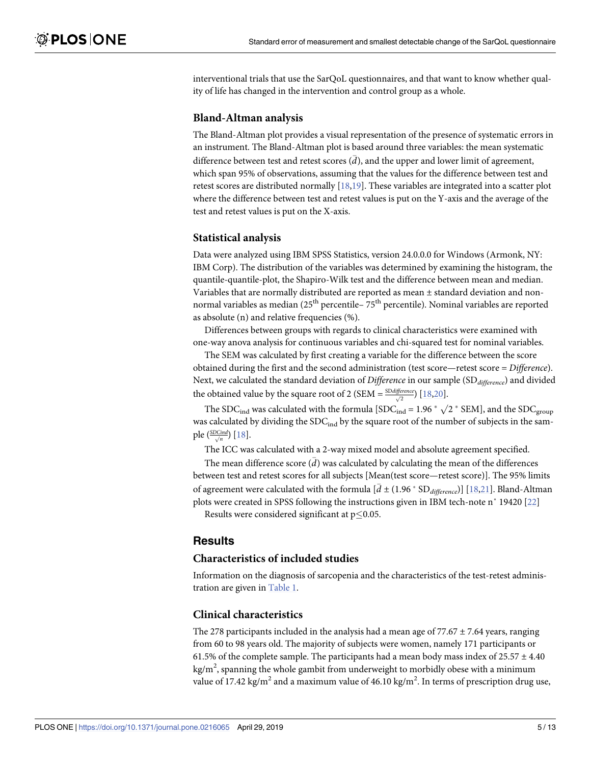interventional trials that use the SarQoL questionnaires, and that want to know whether quality of life has changed in the intervention and control group as a whole.

### Bland-Altman analysis

The Bland-Altman plot provides a visual representation of the presence of systematic errors in an instrument. The Bland-Altman plot is based around three variables: the mean systematic difference between test and retest scores ($\bar{d}$), and the upper and lower limit of agreement, which span 95% of observations, assuming that the values for the difference between test and retest scores are distributed normally [18,19]. These variables are integrated into a scatter plot where the difference between test and retest values is put on the Y-axis and the average of the test and retest values is put on the X-axis.

### Statistical analysis

Data were analyzed using IBM SPSS Statistics, version 24.0.0.0 for Windows (Armonk, NY: IBM Corp). The distribution of the variables was determined by examining the histogram, the quantile-quantile-plot, the Shapiro-Wilk test and the difference between mean and median. Variables that are normally distributed are reported as mean ± standard deviation and non-normal variables as median (25th percentile– 75th percentile). Nominal variables are reported as absolute (n) and relative frequencies (%).

Differences between groups with regards to clinical characteristics were examined with one-way anova analysis for continuous variables and chi-squared test for nominal variables.

The SEM was calculated by first creating a variable for the difference between the score obtained during the first and the second administration (test score—retest score = *Difference*). Next, we calculated the standard deviation of *Difference* in our sample ($SD_{difference}$) and divided the obtained value by the square root of 2 ($SEM = \frac{SD_{difference}}{\sqrt{2}}$) [18,20].

The $SDC_{ind}$ was calculated with the formula [$SDC_{ind} = 1.96 * \sqrt{2} * SEM$], and the $SDC_{group}$ was calculated by dividing the $SDC_{ind}$ by the square root of the number of subjects in the sample ($\frac{SDC_{ind}}{\sqrt{n}}$) [18].

The ICC was calculated with a 2-way mixed model and absolute agreement specified.

The mean difference score ($\bar{d}$) was calculated by calculating the mean of the differences between test and retest scores for all subjects [Mean(test score—retest score)]. The 95% limits of agreement were calculated with the formula [$\bar{d} \pm (1.96 * SD_{difference})$] [18,21]. Bland-Altman plots were created in SPSS following the instructions given in IBM tech-note n° 19420 [22]

Results were considered significant at $p \leq 0.05$.

## Results

### Characteristics of included studies

Information on the diagnosis of sarcopenia and the characteristics of the test-retest administration are given in Table 1.

### Clinical characteristics

The 278 participants included in the analysis had a mean age of 77.67 ± 7.64 years, ranging from 60 to 98 years old. The majority of subjects were women, namely 171 participants or 61.5% of the complete sample. The participants had a mean body mass index of 25.57 ± 4.40 $kg/m^2$, spanning the whole gambit from underweight to morbidly obese with a minimum value of 17.42 $kg/m^2$ and a maximum value of 46.10 $kg/m^2$. In terms of prescription drug use,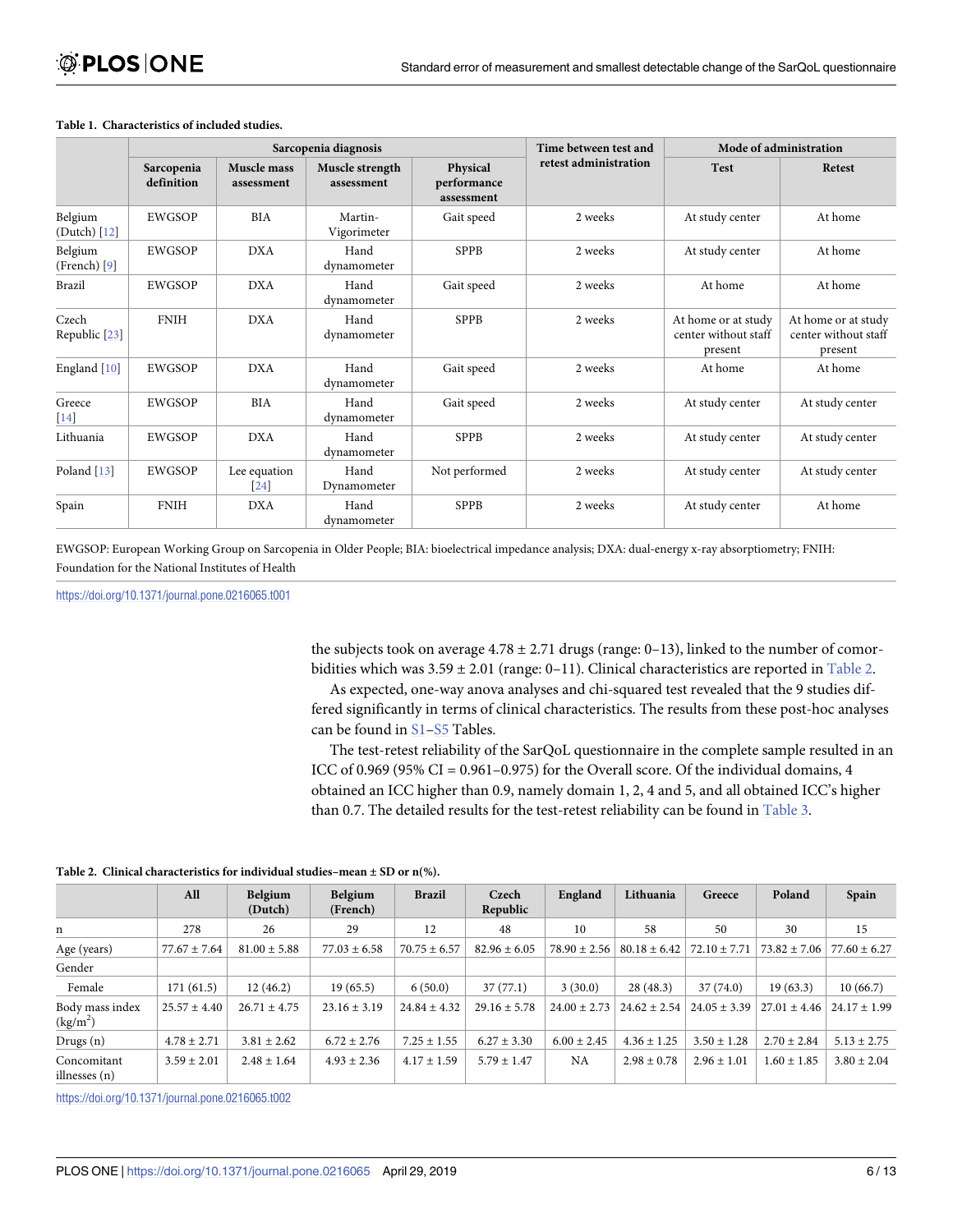**Table 1. Characteristics of included studies.**

| | Sarcopenia diagnosis | | | | Time between test and retest administration | Mode of administration | |
|---|---|---|---|---|---|---|---|
| | Sarcopenia definition | Muscle mass assessment | Muscle strength assessment | Physical performance assessment | | Test | Retest |
| Belgium (Dutch) [12] | EWGSOP | BIA | Martin-Vigorimeter | Gait speed | 2 weeks | At study center | At home |
| Belgium (French) [9] | EWGSOP | DXA | Hand dynamometer | SPPB | 2 weeks | At study center | At home |
| Brazil | EWGSOP | DXA | Hand dynamometer | Gait speed | 2 weeks | At home | At home |
| Czech Republic [23] | FNIH | DXA | Hand dynamometer | SPPB | 2 weeks | At home or at study center without staff present | At home or at study center without staff present |
| England [10] | EWGSOP | DXA | Hand dynamometer | Gait speed | 2 weeks | At home | At home |
| Greece [14] | EWGSOP | BIA | Hand dynamometer | Gait speed | 2 weeks | At study center | At study center |
| Lithuania | EWGSOP | DXA | Hand dynamometer | SPPB | 2 weeks | At study center | At study center |
| Poland [13] | EWGSOP | Lee equation [24] | Hand Dynamometer | Not performed | 2 weeks | At study center | At study center |
| Spain | FNIH | DXA | Hand dynamometer | SPPB | 2 weeks | At study center | At home |

EWGSOP: European Working Group on Sarcopenia in Older People; BIA: bioelectrical impedance analysis; DXA: dual-energy x-ray absorptiometry; FNIH: Foundation for the National Institutes of Health

https://doi.org/10.1371/journal.pone.0216065.t001

the subjects took on average 4.78 ± 2.71 drugs (range: 0–13), linked to the number of comorbidities which was 3.59 ± 2.01 (range: 0–11). Clinical characteristics are reported in Table 2.

As expected, one-way anova analyses and chi-squared test revealed that the 9 studies differed significantly in terms of clinical characteristics. The results from these post-hoc analyses can be found in S1–S5 Tables.

The test-retest reliability of the SarQoL questionnaire in the complete sample resulted in an ICC of 0.969 (95% CI = 0.961–0.975) for the Overall score. Of the individual domains, 4 obtained an ICC higher than 0.9, namely domain 1, 2, 4 and 5, and all obtained ICC's higher than 0.7. The detailed results for the test-retest reliability can be found in Table 3.

**Table 2. Clinical characteristics for individual studies–mean ± SD or n(%).**

| | All | Belgium (Dutch) | Belgium (French) | Brazil | Czech Republic | England | Lithuania | Greece | Poland | Spain |
|---|---|---|---|---|---|---|---|---|---|---|
| n | 278 | 26 | 29 | 12 | 48 | 10 | 58 | 50 | 30 | 15 |
| Age (years) | 77.67 ± 7.64 | 81.00 ± 5.88 | 77.03 ± 6.58 | 70.75 ± 6.57 | 82.96 ± 6.05 | 78.90 ± 2.56 | 80.18 ± 6.42 | 72.10 ± 7.71 | 73.82 ± 7.06 | 77.60 ± 6.27 |
| Gender | | | | | | | | | | |
| Female | 171 (61.5) | 12 (46.2) | 19 (65.5) | 6 (50.0) | 37 (77.1) | 3 (30.0) | 28 (48.3) | 37 (74.0) | 19 (63.3) | 10 (66.7) |
| Body mass index ($kg/m^2$) | 25.57 ± 4.40 | 26.71 ± 4.75 | 23.16 ± 3.19 | 24.84 ± 4.32 | 29.16 ± 5.78 | 24.00 ± 2.73 | 24.62 ± 2.54 | 24.05 ± 3.39 | 27.01 ± 4.46 | 24.17 ± 1.99 |
| Drugs (n) | 4.78 ± 2.71 | 3.81 ± 2.62 | 6.72 ± 2.76 | 7.25 ± 1.55 | 6.27 ± 3.30 | 6.00 ± 2.45 | 4.36 ± 1.25 | 3.50 ± 1.28 | 2.70 ± 2.84 | 5.13 ± 2.75 |
| Concomitant illnesses (n) | 3.59 ± 2.01 | 2.48 ± 1.64 | 4.93 ± 2.36 | 4.17 ± 1.59 | 5.79 ± 1.47 | NA | 2.98 ± 0.78 | 2.96 ± 1.01 | 1.60 ± 1.85 | 3.80 ± 2.04 |

https://doi.org/10.1371/journal.pone.0216065.t002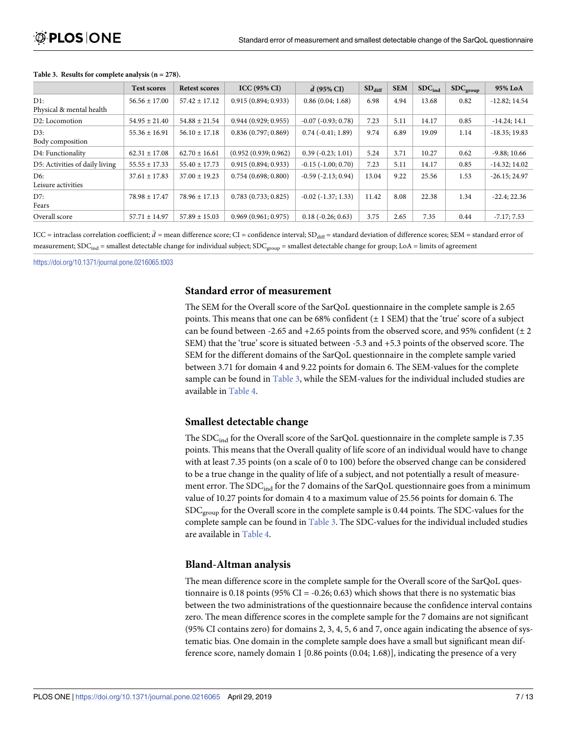**Table 3. Results for complete analysis (n = 278).**

| | Test scores | Retest scores | ICC (95% CI) | $\bar{d}$ (95% CI) | $SD_{diff}$ | SEM | $SDC_{ind}$ | $SDC_{group}$ | 95% LoA |
|---|---|---|---|---|---|---|---|---|---|
| D1: Physical & mental health | 56.56 ± 17.00 | 57.42 ± 17.12 | 0.915 (0.894; 0.933) | 0.86 (0.04; 1.68) | 6.98 | 4.94 | 13.68 | 0.82 | -12.82; 14.54 |
| D2: Locomotion | 54.95 ± 21.40 | 54.88 ± 21.54 | 0.944 (0.929; 0.955) | -0.07 (-0.93; 0.78) | 7.23 | 5.11 | 14.17 | 0.85 | -14.24; 14.1 |
| D3: Body composition | 55.36 ± 16.91 | 56.10 ± 17.18 | 0.836 (0.797; 0.869) | 0.74 (-0.41; 1.89) | 9.74 | 6.89 | 19.09 | 1.14 | -18.35; 19.83 |
| D4: Functionality | 62.31 ± 17.08 | 62.70 ± 16.61 | (0.952 (0.939; 0.962) | 0.39 (-0.23; 1.01) | 5.24 | 3.71 | 10.27 | 0.62 | -9.88; 10.66 |
| D5: Activities of daily living | 55.55 ± 17.33 | 55.40 ± 17.73 | 0.915 (0.894; 0.933) | -0.15 (-1.00; 0.70) | 7.23 | 5.11 | 14.17 | 0.85 | -14.32; 14.02 |
| D6: Leisure activities | 37.61 ± 17.83 | 37.00 ± 19.23 | 0.754 (0.698; 0.800) | -0.59 (-2.13; 0.94) | 13.04 | 9.22 | 25.56 | 1.53 | -26.15; 24.97 |
| D7: Fears | 78.98 ± 17.47 | 78.96 ± 17.13 | 0.783 (0.733; 0.825) | -0.02 (-1.37; 1.33) | 11.42 | 8.08 | 22.38 | 1.34 | -22.4; 22.36 |
| Overall score | 57.71 ± 14.97 | 57.89 ± 15.03 | 0.969 (0.961; 0.975) | 0.18 (-0.26; 0.63) | 3.75 | 2.65 | 7.35 | 0.44 | -7.17; 7.53 |

ICC = intraclass correlation coefficient; $\bar{d}$ = mean difference score; CI = confidence interval; $SD_{diff}$ = standard deviation of difference scores; SEM = standard error of measurement; $SDC_{ind}$ = smallest detectable change for individual subject; $SDC_{group}$ = smallest detectable change for group; LoA = limits of agreement

https://doi.org/10.1371/journal.pone.0216065.t003

## Standard error of measurement

The SEM for the Overall score of the SarQoL questionnaire in the complete sample is 2.65 points. This means that one can be 68% confident (± 1 SEM) that the 'true' score of a subject can be found between -2.65 and +2.65 points from the observed score, and 95% confident (± 2 SEM) that the 'true' score is situated between -5.3 and +5.3 points of the observed score. The SEM for the different domains of the SarQoL questionnaire in the complete sample varied between 3.71 for domain 4 and 9.22 points for domain 6. The SEM-values for the complete sample can be found in Table 3, while the SEM-values for the individual included studies are available in Table 4.

## Smallest detectable change

The $SDC_{ind}$ for the Overall score of the SarQoL questionnaire in the complete sample is 7.35 points. This means that the Overall quality of life score of an individual would have to change with at least 7.35 points (on a scale of 0 to 100) before the observed change can be considered to be a true change in the quality of life of a subject, and not potentially a result of measurement error. The $SDC_{ind}$ for the 7 domains of the SarQoL questionnaire goes from a minimum value of 10.27 points for domain 4 to a maximum value of 25.56 points for domain 6. The $SDC_{group}$ for the Overall score in the complete sample is 0.44 points. The SDC-values for the complete sample can be found in Table 3. The SDC-values for the individual included studies are available in Table 4.

## Bland-Altman analysis

The mean difference score in the complete sample for the Overall score of the SarQoL questionnaire is 0.18 points (95% CI = -0.26; 0.63) which shows that there is no systematic bias between the two administrations of the questionnaire because the confidence interval contains zero. The mean difference scores in the complete sample for the 7 domains are not significant (95% CI contains zero) for domains 2, 3, 4, 5, 6 and 7, once again indicating the absence of systematic bias. One domain in the complete sample does have a small but significant mean difference score, namely domain 1 [0.86 points (0.04; 1.68)], indicating the presence of a very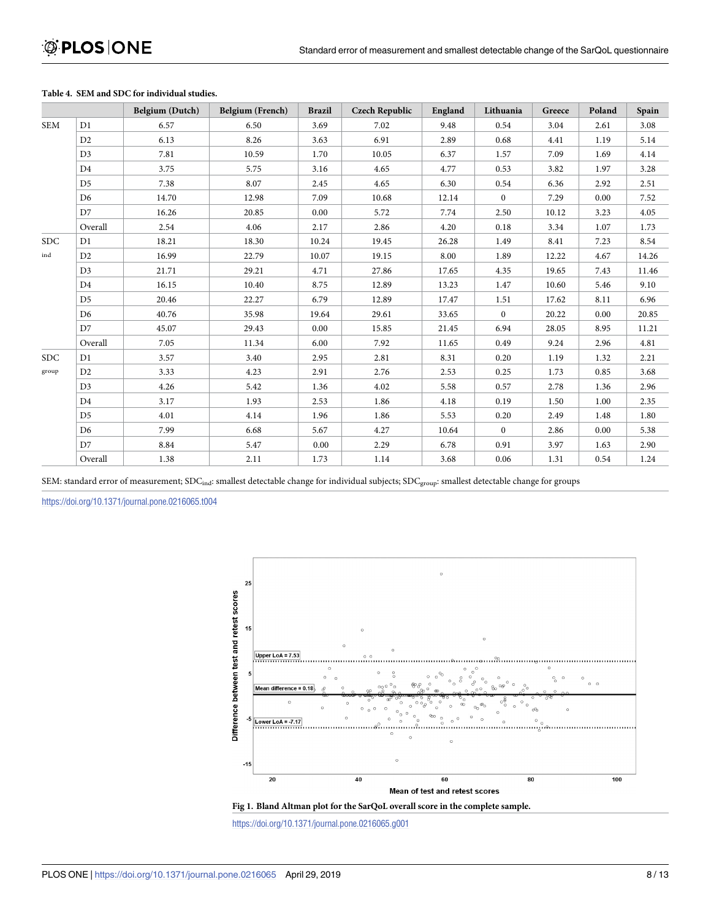**Table 4. SEM and SDC for individual studies.**

| | | Belgium (Dutch) | Belgium (French) | Brazil | Czech Republic | England | Lithuania | Greece | Poland | Spain |
|---|---|---|---|---|---|---|---|---|---|---|
| SEM | D1 | 6.57 | 6.50 | 3.69 | 7.02 | 9.48 | 0.54 | 3.04 | 2.61 | 3.08 |
| | D2 | 6.13 | 8.26 | 3.63 | 6.91 | 2.89 | 0.68 | 4.41 | 1.19 | 5.14 |
| | D3 | 7.81 | 10.59 | 1.70 | 10.05 | 6.37 | 1.57 | 7.09 | 1.69 | 4.14 |
| | D4 | 3.75 | 5.75 | 3.16 | 4.65 | 4.77 | 0.53 | 3.82 | 1.97 | 3.28 |
| | D5 | 7.38 | 8.07 | 2.45 | 4.65 | 6.30 | 0.54 | 6.36 | 2.92 | 2.51 |
| | D6 | 14.70 | 12.98 | 7.09 | 10.68 | 12.14 | 0 | 7.29 | 0.00 | 7.52 |
| | D7 | 16.26 | 20.85 | 0.00 | 5.72 | 7.74 | 2.50 | 10.12 | 3.23 | 4.05 |
| | Overall | 2.54 | 4.06 | 2.17 | 2.86 | 4.20 | 0.18 | 3.34 | 1.07 | 1.73 |
| $SDC_{ind}$ | D1 | 18.21 | 18.30 | 10.24 | 19.45 | 26.28 | 1.49 | 8.41 | 7.23 | 8.54 |
| | D2 | 16.99 | 22.79 | 10.07 | 19.15 | 8.00 | 1.89 | 12.22 | 4.67 | 14.26 |
| | D3 | 21.71 | 29.21 | 4.71 | 27.86 | 17.65 | 4.35 | 19.65 | 7.43 | 11.46 |
| | D4 | 16.15 | 10.40 | 8.75 | 12.89 | 13.23 | 1.47 | 10.60 | 5.46 | 9.10 |
| | D5 | 20.46 | 22.27 | 6.79 | 12.89 | 17.47 | 1.51 | 17.62 | 8.11 | 6.96 |
| | D6 | 40.76 | 35.98 | 19.64 | 29.61 | 33.65 | 0 | 20.22 | 0.00 | 20.85 |
| | D7 | 45.07 | 29.43 | 0.00 | 15.85 | 21.45 | 6.94 | 28.05 | 8.95 | 11.21 |
| | Overall | 7.05 | 11.34 | 6.00 | 7.92 | 11.65 | 0.49 | 9.24 | 2.96 | 4.81 |
| $SDC_{group}$ | D1 | 3.57 | 3.40 | 2.95 | 2.81 | 8.31 | 0.20 | 1.19 | 1.32 | 2.21 |
| | D2 | 3.33 | 4.23 | 2.91 | 2.76 | 2.53 | 0.25 | 1.73 | 0.85 | 3.68 |
| | D3 | 4.26 | 5.42 | 1.36 | 4.02 | 5.58 | 0.57 | 2.78 | 1.36 | 2.96 |
| | D4 | 3.17 | 1.93 | 2.53 | 1.86 | 4.18 | 0.19 | 1.50 | 1.00 | 2.35 |
| | D5 | 4.01 | 4.14 | 1.96 | 1.86 | 5.53 | 0.20 | 2.49 | 1.48 | 1.80 |
| | D6 | 7.99 | 6.68 | 5.67 | 4.27 | 10.64 | 0 | 2.86 | 0.00 | 5.38 |
| | D7 | 8.84 | 5.47 | 0.00 | 2.29 | 6.78 | 0.91 | 3.97 | 1.63 | 2.90 |
| | Overall | 1.38 | 2.11 | 1.73 | 1.14 | 3.68 | 0.06 | 1.31 | 0.54 | 1.24 |

SEM: standard error of measurement; $SDC_{ind}$: smallest detectable change for individual subjects; $SDC_{group}$: smallest detectable change for groups

https://doi.org/10.1371/journal.pone.0216065.t004

**Fig 1. Bland Altman plot for the SarQoL overall score in the complete sample.**

https://doi.org/10.1371/journal.pone.0216065.g001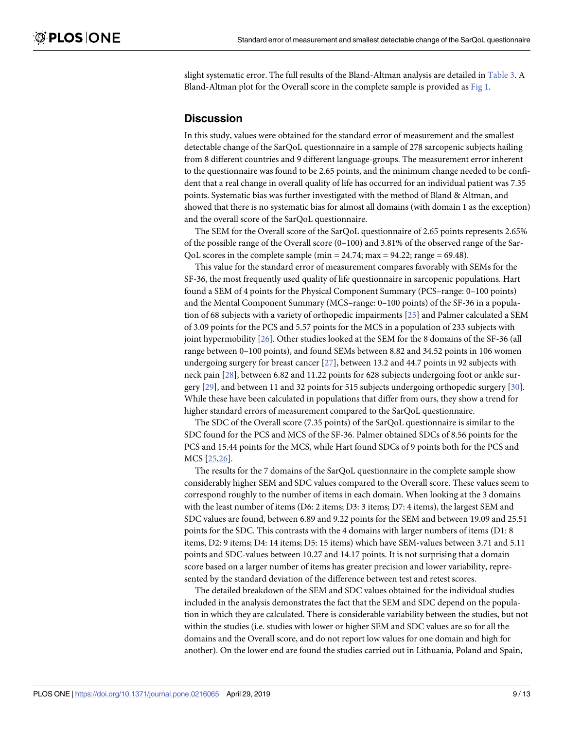slight systematic error. The full results of the Bland-Altman analysis are detailed in Table 3. A Bland-Altman plot for the Overall score in the complete sample is provided as Fig 1.

## Discussion

In this study, values were obtained for the standard error of measurement and the smallest detectable change of the SarQoL questionnaire in a sample of 278 sarcopenic subjects hailing from 8 different countries and 9 different language-groups. The measurement error inherent to the questionnaire was found to be 2.65 points, and the minimum change needed to be confident that a real change in overall quality of life has occurred for an individual patient was 7.35 points. Systematic bias was further investigated with the method of Bland & Altman, and showed that there is no systematic bias for almost all domains (with domain 1 as the exception) and the overall score of the SarQoL questionnaire.

The SEM for the Overall score of the SarQoL questionnaire of 2.65 points represents 2.65% of the possible range of the Overall score (0–100) and 3.81% of the observed range of the SarQoL scores in the complete sample (min = 24.74; max = 94.22; range = 69.48).

This value for the standard error of measurement compares favorably with SEMs for the SF-36, the most frequently used quality of life questionnaire in sarcopenic populations. Hart found a SEM of 4 points for the Physical Component Summary (PCS–range: 0–100 points) and the Mental Component Summary (MCS–range: 0–100 points) of the SF-36 in a population of 68 subjects with a variety of orthopedic impairments [25] and Palmer calculated a SEM of 3.09 points for the PCS and 5.57 points for the MCS in a population of 233 subjects with joint hypermobility [26]. Other studies looked at the SEM for the 8 domains of the SF-36 (all range between 0–100 points), and found SEMs between 8.82 and 34.52 points in 106 women undergoing surgery for breast cancer [27], between 13.2 and 44.7 points in 92 subjects with neck pain [28], between 6.82 and 11.22 points for 628 subjects undergoing foot or ankle surgery [29], and between 11 and 32 points for 515 subjects undergoing orthopedic surgery [30]. While these have been calculated in populations that differ from ours, they show a trend for higher standard errors of measurement compared to the SarQoL questionnaire.

The SDC of the Overall score (7.35 points) of the SarQoL questionnaire is similar to the SDC found for the PCS and MCS of the SF-36. Palmer obtained SDCs of 8.56 points for the PCS and 15.44 points for the MCS, while Hart found SDCs of 9 points both for the PCS and MCS [25,26].

The results for the 7 domains of the SarQoL questionnaire in the complete sample show considerably higher SEM and SDC values compared to the Overall score. These values seem to correspond roughly to the number of items in each domain. When looking at the 3 domains with the least number of items (D6: 2 items; D3: 3 items; D7: 4 items), the largest SEM and SDC values are found, between 6.89 and 9.22 points for the SEM and between 19.09 and 25.51 points for the SDC. This contrasts with the 4 domains with larger numbers of items (D1: 8 items, D2: 9 items; D4: 14 items; D5: 15 items) which have SEM-values between 3.71 and 5.11 points and SDC-values between 10.27 and 14.17 points. It is not surprising that a domain score based on a larger number of items has greater precision and lower variability, represented by the standard deviation of the difference between test and retest scores.

The detailed breakdown of the SEM and SDC values obtained for the individual studies included in the analysis demonstrates the fact that the SEM and SDC depend on the population in which they are calculated. There is considerable variability between the studies, but not within the studies (i.e. studies with lower or higher SEM and SDC values are so for all the domains and the Overall score, and do not report low values for one domain and high for another). On the lower end are found the studies carried out in Lithuania, Poland and Spain,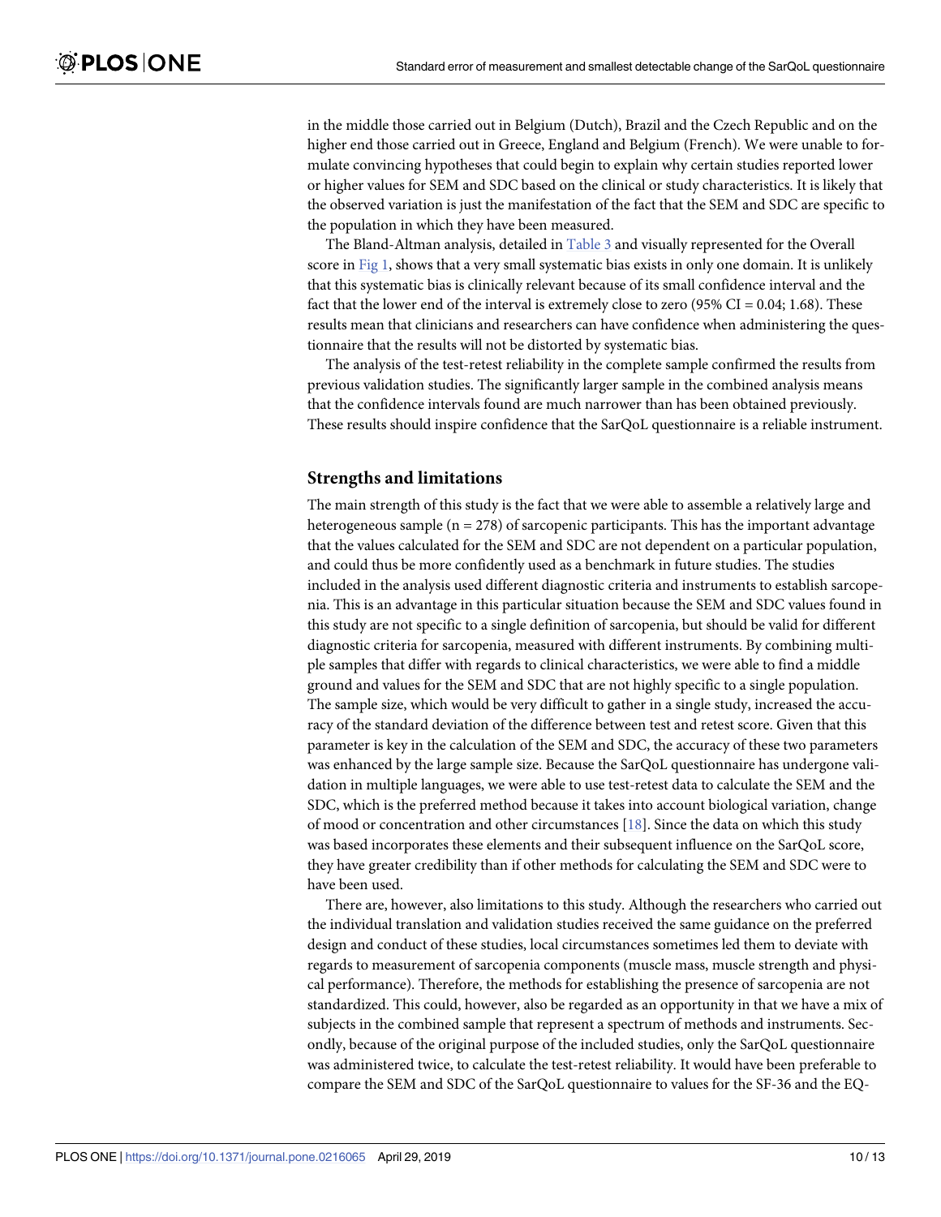in the middle those carried out in Belgium (Dutch), Brazil and the Czech Republic and on the higher end those carried out in Greece, England and Belgium (French). We were unable to formulate convincing hypotheses that could begin to explain why certain studies reported lower or higher values for SEM and SDC based on the clinical or study characteristics. It is likely that the observed variation is just the manifestation of the fact that the SEM and SDC are specific to the population in which they have been measured.

The Bland-Altman analysis, detailed in Table 3 and visually represented for the Overall score in Fig 1, shows that a very small systematic bias exists in only one domain. It is unlikely that this systematic bias is clinically relevant because of its small confidence interval and the fact that the lower end of the interval is extremely close to zero (95% CI = 0.04; 1.68). These results mean that clinicians and researchers can have confidence when administering the questionnaire that the results will not be distorted by systematic bias.

The analysis of the test-retest reliability in the complete sample confirmed the results from previous validation studies. The significantly larger sample in the combined analysis means that the confidence intervals found are much narrower than has been obtained previously. These results should inspire confidence that the SarQoL questionnaire is a reliable instrument.

## Strengths and limitations

The main strength of this study is the fact that we were able to assemble a relatively large and heterogeneous sample (n = 278) of sarcopenic participants. This has the important advantage that the values calculated for the SEM and SDC are not dependent on a particular population, and could thus be more confidently used as a benchmark in future studies. The studies included in the analysis used different diagnostic criteria and instruments to establish sarcopenia. This is an advantage in this particular situation because the SEM and SDC values found in this study are not specific to a single definition of sarcopenia, but should be valid for different diagnostic criteria for sarcopenia, measured with different instruments. By combining multiple samples that differ with regards to clinical characteristics, we were able to find a middle ground and values for the SEM and SDC that are not highly specific to a single population. The sample size, which would be very difficult to gather in a single study, increased the accuracy of the standard deviation of the difference between test and retest score. Given that this parameter is key in the calculation of the SEM and SDC, the accuracy of these two parameters was enhanced by the large sample size. Because the SarQoL questionnaire has undergone validation in multiple languages, we were able to use test-retest data to calculate the SEM and the SDC, which is the preferred method because it takes into account biological variation, change of mood or concentration and other circumstances [18]. Since the data on which this study was based incorporates these elements and their subsequent influence on the SarQoL score, they have greater credibility than if other methods for calculating the SEM and SDC were to have been used.

There are, however, also limitations to this study. Although the researchers who carried out the individual translation and validation studies received the same guidance on the preferred design and conduct of these studies, local circumstances sometimes led them to deviate with regards to measurement of sarcopenia components (muscle mass, muscle strength and physical performance). Therefore, the methods for establishing the presence of sarcopenia are not standardized. This could, however, also be regarded as an opportunity in that we have a mix of subjects in the combined sample that represent a spectrum of methods and instruments. Secondly, because of the original purpose of the included studies, only the SarQoL questionnaire was administered twice, to calculate the test-retest reliability. It would have been preferable to compare the SEM and SDC of the SarQoL questionnaire to values for the SF-36 and the EQ-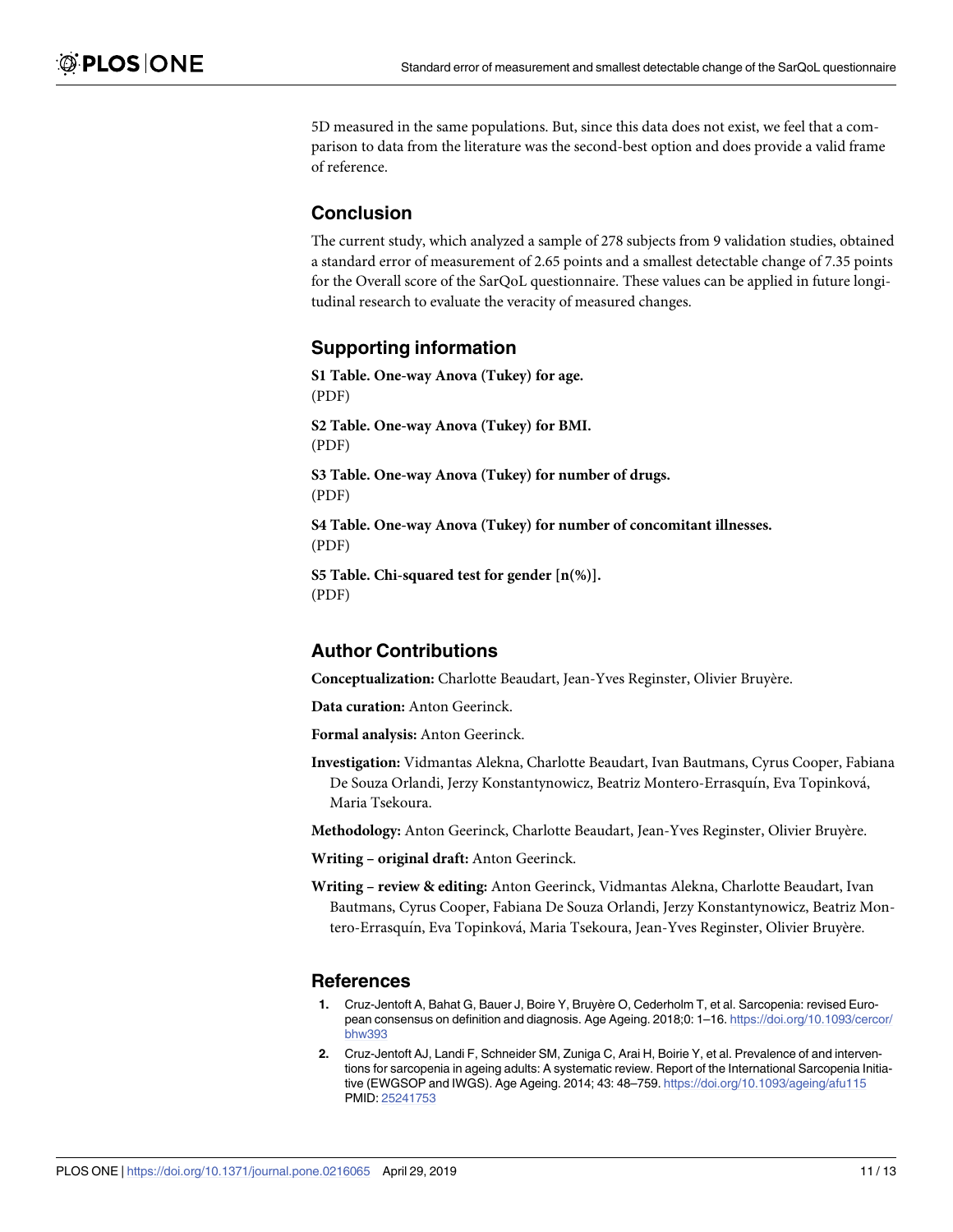5D measured in the same populations. But, since this data does not exist, we feel that a comparison to data from the literature was the second-best option and does provide a valid frame of reference.

## Conclusion

The current study, which analyzed a sample of 278 subjects from 9 validation studies, obtained a standard error of measurement of 2.65 points and a smallest detectable change of 7.35 points for the Overall score of the SarQoL questionnaire. These values can be applied in future longitudinal research to evaluate the veracity of measured changes.

## Supporting information

**S1 Table. One-way Anova (Tukey) for age.**
(PDF)

**S2 Table. One-way Anova (Tukey) for BMI.**
(PDF)

**S3 Table. One-way Anova (Tukey) for number of drugs.**
(PDF)

**S4 Table. One-way Anova (Tukey) for number of concomitant illnesses.**
(PDF)

**S5 Table. Chi-squared test for gender [n(%)].**
(PDF)

## Author Contributions

**Conceptualization:** Charlotte Beaudart, Jean-Yves Reginster, Olivier Bruyère.

**Data curation:** Anton Geerinck.

**Formal analysis:** Anton Geerinck.

**Investigation:** Vidmantas Alekna, Charlotte Beaudart, Ivan Bautmans, Cyrus Cooper, Fabiana De Souza Orlandi, Jerzy Konstantynowicz, Beatriz Montero-Errasquín, Eva Topinková, Maria Tsekoura.

**Methodology:** Anton Geerinck, Charlotte Beaudart, Jean-Yves Reginster, Olivier Bruyère.

**Writing – original draft:** Anton Geerinck.

**Writing – review & editing:** Anton Geerinck, Vidmantas Alekna, Charlotte Beaudart, Ivan Bautmans, Cyrus Cooper, Fabiana De Souza Orlandi, Jerzy Konstantynowicz, Beatriz Montero-Errasquín, Eva Topinková, Maria Tsekoura, Jean-Yves Reginster, Olivier Bruyère.

## References

1. Cruz-Jentoft A, Bahat G, Bauer J, Boire Y, Bruyère O, Cederholm T, et al. Sarcopenia: revised European consensus on definition and diagnosis. Age Ageing. 2018;0: 1–16. https://doi.org/10.1093/cercor/bhw393
2. Cruz-Jentoft AJ, Landi F, Schneider SM, Zuniga C, Arai H, Boirie Y, et al. Prevalence of and interventions for sarcopenia in ageing adults: A systematic review. Report of the International Sarcopenia Initiative (EWGSOP and IWGS). Age Ageing. 2014; 43: 48–759. https://doi.org/10.1093/ageing/afu115 PMID: 25241753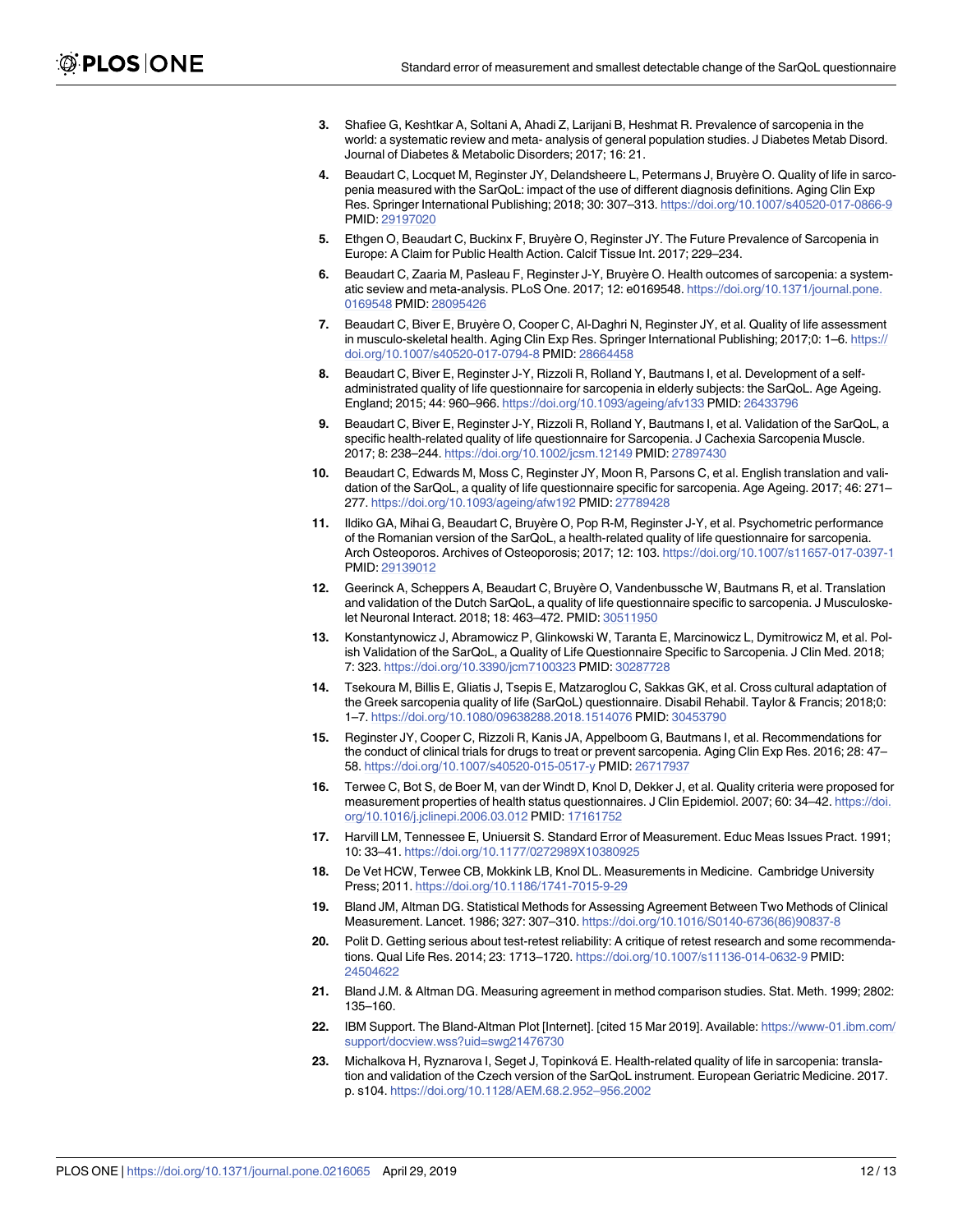3. Shafiee G, Keshtkar A, Soltani A, Ahadi Z, Larijani B, Heshmat R. Prevalence of sarcopenia in the world: a systematic review and meta- analysis of general population studies. J Diabetes Metab Disord. Journal of Diabetes & Metabolic Disorders; 2017; 16: 21.
4. Beaudart C, Locquet M, Reginster JY, Delandsheere L, Petermans J, Bruyère O. Quality of life in sarcopenia measured with the SarQoL: impact of the use of different diagnosis definitions. Aging Clin Exp Res. Springer International Publishing; 2018; 30: 307–313. https://doi.org/10.1007/s40520-017-0866-9 PMID: 29197020
5. Ethgen O, Beaudart C, Buckinx F, Bruyère O, Reginster JY. The Future Prevalence of Sarcopenia in Europe: A Claim for Public Health Action. Calcif Tissue Int. 2017; 229–234.
6. Beaudart C, Zaaria M, Pasleau F, Reginster J-Y, Bruyère O. Health outcomes of sarcopenia: a systematic seview and meta-analysis. PLoS One. 2017; 12: e0169548. https://doi.org/10.1371/journal.pone.0169548 PMID: 28095426
7. Beaudart C, Biver E, Bruyère O, Cooper C, Al-Daghri N, Reginster JY, et al. Quality of life assessment in musculo-skeletal health. Aging Clin Exp Res. Springer International Publishing; 2017;0: 1–6. https://doi.org/10.1007/s40520-017-0794-8 PMID: 28664458
8. Beaudart C, Biver E, Reginster J-Y, Rizzoli R, Rolland Y, Bautmans I, et al. Development of a self-administrated quality of life questionnaire for sarcopenia in elderly subjects: the SarQoL. Age Ageing. England; 2015; 44: 960–966. https://doi.org/10.1093/ageing/afv133 PMID: 26433796
9. Beaudart C, Biver E, Reginster J-Y, Rizzoli R, Rolland Y, Bautmans I, et al. Validation of the SarQoL, a specific health-related quality of life questionnaire for Sarcopenia. J Cachexia Sarcopenia Muscle. 2017; 8: 238–244. https://doi.org/10.1002/jcsm.12149 PMID: 27897430
10. Beaudart C, Edwards M, Moss C, Reginster JY, Moon R, Parsons C, et al. English translation and validation of the SarQoL, a quality of life questionnaire specific for sarcopenia. Age Ageing. 2017; 46: 271–277. https://doi.org/10.1093/ageing/afw192 PMID: 27789428
11. Ildiko GA, Mihai G, Beaudart C, Bruyère O, Pop R-M, Reginster J-Y, et al. Psychometric performance of the Romanian version of the SarQoL, a health-related quality of life questionnaire for sarcopenia. Arch Osteoporos. Archives of Osteoporosis; 2017; 12: 103. https://doi.org/10.1007/s11657-017-0397-1 PMID: 29139012
12. Geerinck A, Scheppers A, Beaudart C, Bruyère O, Vandenbussche W, Bautmans R, et al. Translation and validation of the Dutch SarQoL, a quality of life questionnaire specific to sarcopenia. J Musculoskelet Neuronal Interact. 2018; 18: 463–472. PMID: 30511950
13. Konstantynowicz J, Abramowicz P, Glinkowski W, Taranta E, Marcinowicz L, Dymitrowicz M, et al. Polish Validation of the SarQoL, a Quality of Life Questionnaire Specific to Sarcopenia. J Clin Med. 2018; 7: 323. https://doi.org/10.3390/jcm7100323 PMID: 30287728
14. Tsekoura M, Billis E, Gliatis J, Tsepis E, Matzaroglou C, Sakkas GK, et al. Cross cultural adaptation of the Greek sarcopenia quality of life (SarQoL) questionnaire. Disabil Rehabil. Taylor & Francis; 2018;0: 1–7. https://doi.org/10.1080/09638288.2018.1514076 PMID: 30453790
15. Reginster JY, Cooper C, Rizzoli R, Kanis JA, Appelboom G, Bautmans I, et al. Recommendations for the conduct of clinical trials for drugs to treat or prevent sarcopenia. Aging Clin Exp Res. 2016; 28: 47–58. https://doi.org/10.1007/s40520-015-0517-y PMID: 26717937
16. Terwee C, Bot S, de Boer M, van der Windt D, Knol D, Dekker J, et al. Quality criteria were proposed for measurement properties of health status questionnaires. J Clin Epidemiol. 2007; 60: 34–42. https://doi.org/10.1016/j.jclinepi.2006.03.012 PMID: 17161752
17. Harvill LM, Tennessee E, Uniuersit S. Standard Error of Measurement. Educ Meas Issues Pract. 1991; 10: 33–41. https://doi.org/10.1177/0272989X10380925
18. De Vet HCW, Terwee CB, Mokkink LB, Knol DL. Measurements in Medicine. Cambridge University Press; 2011. https://doi.org/10.1186/1741-7015-9-29
19. Bland JM, Altman DG. Statistical Methods for Assessing Agreement Between Two Methods of Clinical Measurement. Lancet. 1986; 327: 307–310. https://doi.org/10.1016/S0140-6736(86)90837-8
20. Polit D. Getting serious about test-retest reliability: A critique of retest research and some recommendations. Qual Life Res. 2014; 23: 1713–1720. https://doi.org/10.1007/s11136-014-0632-9 PMID: 24504622
21. Bland J.M. & Altman DG. Measuring agreement in method comparison studies. Stat. Meth. 1999; 2802: 135–160.
22. IBM Support. The Bland-Altman Plot [Internet]. [cited 15 Mar 2019]. Available: https://www-01.ibm.com/support/docview.wss?uid=swg21476730
23. Michalkova H, Ryznarova I, Seget J, Topinková E. Health-related quality of life in sarcopenia: translation and validation of the Czech version of the SarQoL instrument. European Geriatric Medicine. 2017. p. s104. https://doi.org/10.1128/AEM.68.2.952–956.2002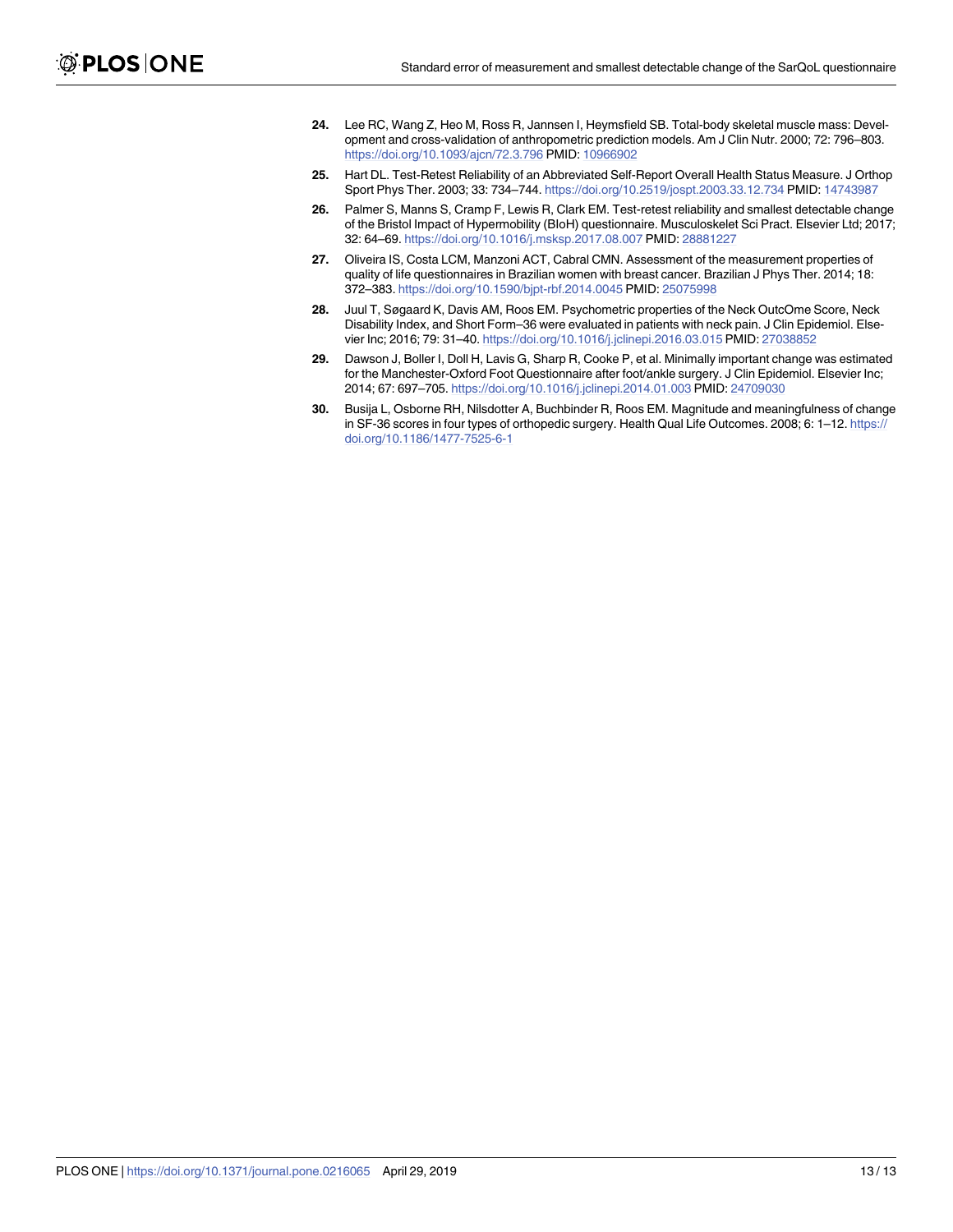24. Lee RC, Wang Z, Heo M, Ross R, Jannsen I, Heymsfield SB. Total-body skeletal muscle mass: Development and cross-validation of anthropometric prediction models. Am J Clin Nutr. 2000; 72: 796–803. https://doi.org/10.1093/ajcn/72.3.796 PMID: 10966902

25. Hart DL. Test-Retest Reliability of an Abbreviated Self-Report Overall Health Status Measure. J Orthop Sport Phys Ther. 2003; 33: 734–744. https://doi.org/10.2519/jospt.2003.33.12.734 PMID: 14743987

26. Palmer S, Manns S, Cramp F, Lewis R, Clark EM. Test-retest reliability and smallest detectable change of the Bristol Impact of Hypermobility (BIoH) questionnaire. Musculoskelet Sci Pract. Elsevier Ltd; 2017; 32: 64–69. https://doi.org/10.1016/j.msksp.2017.08.007 PMID: 28881227

27. Oliveira IS, Costa LCM, Manzoni ACT, Cabral CMN. Assessment of the measurement properties of quality of life questionnaires in Brazilian women with breast cancer. Brazilian J Phys Ther. 2014; 18: 372–383. https://doi.org/10.1590/bjpt-rbf.2014.0045 PMID: 25075998

28. Juul T, Søgaard K, Davis AM, Roos EM. Psychometric properties of the Neck OutcOme Score, Neck Disability Index, and Short Form–36 were evaluated in patients with neck pain. J Clin Epidemiol. Elsevier Inc; 2016; 79: 31–40. https://doi.org/10.1016/j.jclinepi.2016.03.015 PMID: 27038852

29. Dawson J, Boller I, Doll H, Lavis G, Sharp R, Cooke P, et al. Minimally important change was estimated for the Manchester-Oxford Foot Questionnaire after foot/ankle surgery. J Clin Epidemiol. Elsevier Inc; 2014; 67: 697–705. https://doi.org/10.1016/j.jclinepi.2014.01.003 PMID: 24709030

30. Busija L, Osborne RH, Nilsdotter A, Buchbinder R, Roos EM. Magnitude and meaningfulness of change in SF-36 scores in four types of orthopedic surgery. Health Qual Life Outcomes. 2008; 6: 1–12. https://doi.org/10.1186/1477-7525-6-1